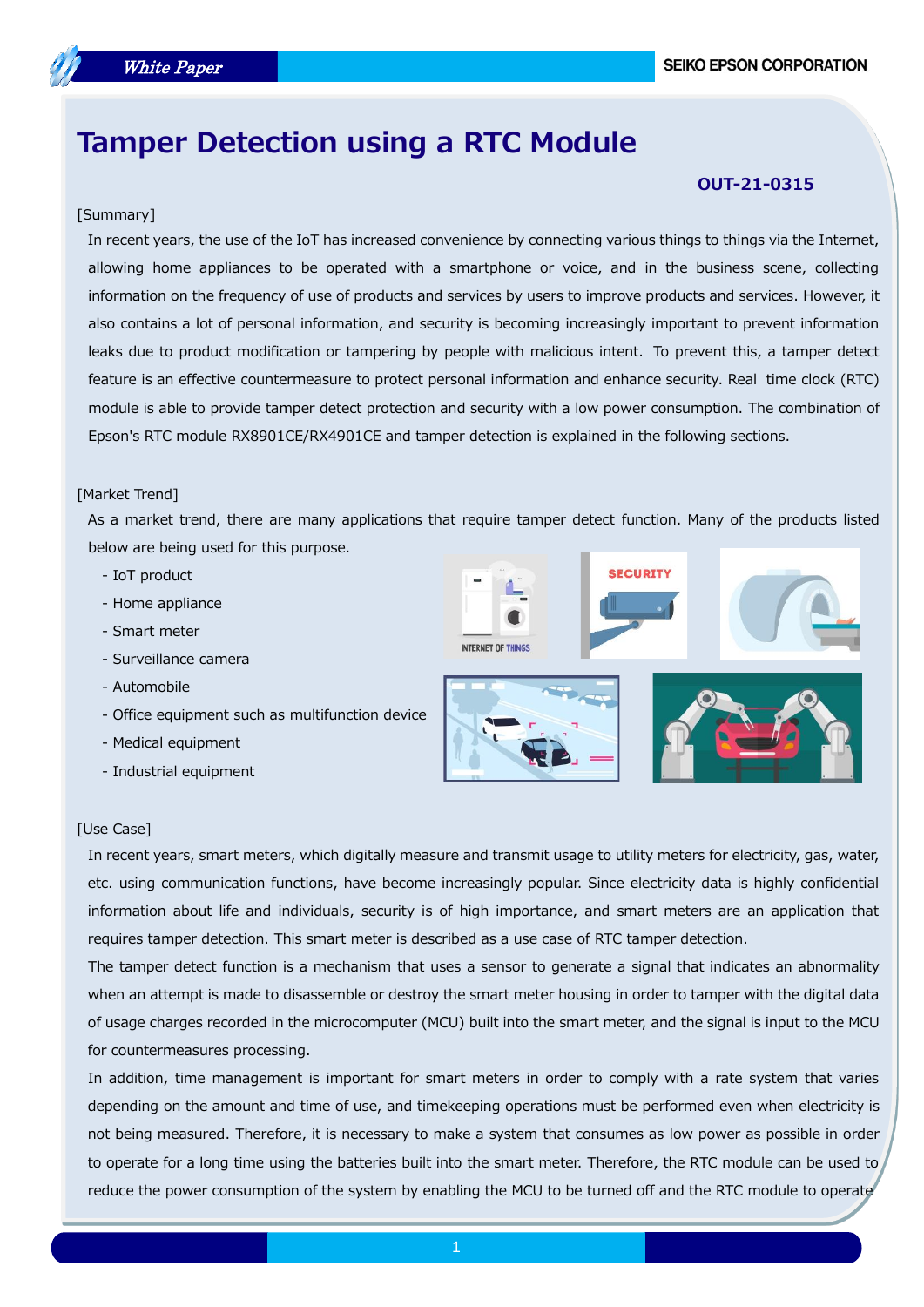# Tamper Detection using a RTC Module

**OUT-21-0315**

[Summary]

In recent years, the use of the IoT has increased convenience by connecting various things to things via the Internet, allowing home appliances to be operated with a smartphone or voice, and in the business scene, collecting information on the frequency of use of products and services by users to improve products and services. However, it also contains a lot of personal information, and security is becoming increasingly important to prevent information leaks due to product modification or tampering by people with malicious intent. To prevent this, a tamper detect feature is an effective countermeasure to protect personal information and enhance security. Real time clock (RTC) module is able to provide tamper detect protection and security with a low power consumption. The combination of Epson's RTC module RX8901CE/RX4901CE and tamper detection is explained in the following sections.

[Market Trend]

As a market trend, there are many applications that require tamper detect function. Many of the products listed below are being used for this purpose.

- IoT product
- Home appliance
- Smart meter
- Surveillance camera
- Automobile
- Office equipment such as multifunction device
- Medical equipment
- Industrial equipment

[Use Case]

In recent years, smart meters, which digitally measure and transmit usage to utility meters for electricity, gas, water, etc. using communication functions, have become increasingly popular. Since electricity data is highly confidential information about life and individuals, security is of high importance, and smart meters are an application that requires tamper detection. This smart meter is described as a use case of RTC tamper detection.

The tamper detect function is a mechanism that uses a sensor to generate a signal that indicates an abnormality when an attempt is made to disassemble or destroy the smart meter housing in order to tamper with the digital data of usage charges recorded in the microcomputer (MCU) built into the smart meter, and the signal is input to the MCU for countermeasures processing.

In addition, time management is important for smart meters in order to comply with a rate system that varies depending on the amount and time of use, and timekeeping operations must be performed even when electricity is not being measured. Therefore, it is necessary to make a system that consumes as low power as possible in order to operate for a long time using the batteries built into the smart meter. Therefore, the RTC module can be used to reduce the power consumption of the system by enabling the MCU to be turned off and the RTC module to operate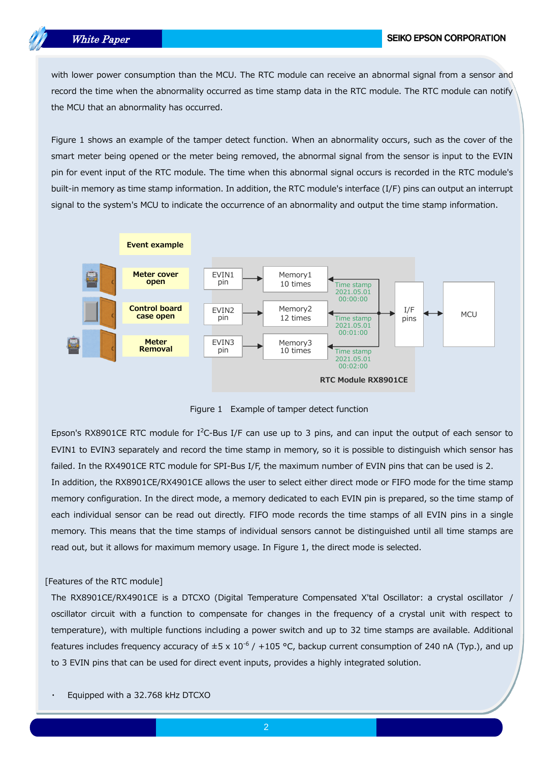with lower power consumption than the MCU. The RTC module can receive an abnormal signal from a sensor and record the time when the abnormality occurred as time stamp data in the RTC module. The RTC module can notify the MCU that an abnormality has occurred.

Figure 1 shows an example of the tamper detect function. When an abnormality occurs, such as the cover of the smart meter being opened or the meter being removed, the abnormal signal from the sensor is input to the EVIN pin for event input of the RTC module. The time when this abnormal signal occurs is recorded in the RTC module's built-in memory as time stamp information. In addition, the RTC module's interface (I/F) pins can output an interrupt signal to the system's MCU to indicate the occurrence of an abnormality and output the time stamp information.

Figure 1 Example of tamper detect function

Epson's RX8901CE RTC module for I²C-Bus I/F can use up to 3 pins, and can input the output of each sensor to EVIN1 to EVIN3 separately and record the time stamp in memory, so it is possible to distinguish which sensor has failed. In the RX4901CE RTC module for SPI-Bus I/F, the maximum number of EVIN pins that can be used is 2.
In addition, the RX8901CE/RX4901CE allows the user to select either direct mode or FIFO mode for the time stamp memory configuration. In the direct mode, a memory dedicated to each EVIN pin is prepared, so the time stamp of each individual sensor can be read out directly. FIFO mode records the time stamps of all EVIN pins in a single memory. This means that the time stamps of individual sensors cannot be distinguished until all time stamps are read out, but it allows for maximum memory usage. In Figure 1, the direct mode is selected.

[Features of the RTC module]

The RX8901CE/RX4901CE is a DTCXO (Digital Temperature Compensated X'tal Oscillator: a crystal oscillator / oscillator circuit with a function to compensate for changes in the frequency of a crystal unit with respect to temperature), with multiple functions including a power switch and up to 32 time stamps are available. Additional features includes frequency accuracy of $\pm 5 \times 10^{-6}$ / +105 °C, backup current consumption of 240 nA (Typ.), and up to 3 EVIN pins that can be used for direct event inputs, provides a highly integrated solution.

- Equipped with a 32.768 kHz DTCXO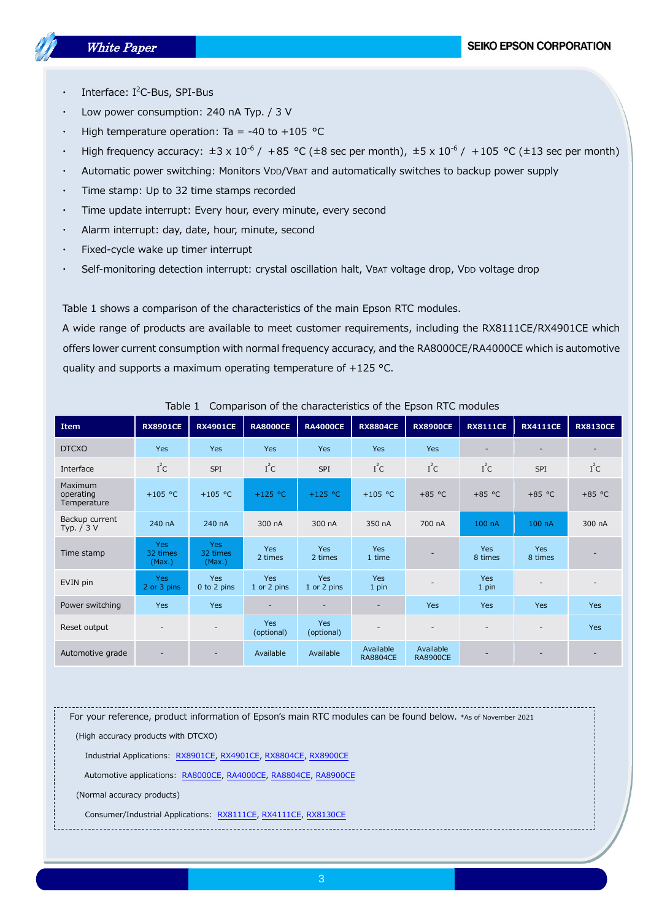- Interface: $I^2C$-Bus, SPI-Bus
- Low power consumption: 240 nA Typ. / 3 V
- High temperature operation: Ta = -40 to +105 °C
- High frequency accuracy: ±3 x $10^{-6}$ / +85 °C (±8 sec per month), ±5 x $10^{-6}$ / +105 °C (±13 sec per month)
- Automatic power switching: Monitors $V_{DD}$/$V_{BAT}$ and automatically switches to backup power supply
- Time stamp: Up to 32 time stamps recorded
- Time update interrupt: Every hour, every minute, every second
- Alarm interrupt: day, date, hour, minute, second
- Fixed-cycle wake up timer interrupt
- Self-monitoring detection interrupt: crystal oscillation halt, $V_{BAT}$ voltage drop, $V_{DD}$ voltage drop

Table 1 shows a comparison of the characteristics of the main Epson RTC modules.

A wide range of products are available to meet customer requirements, including the RX8111CE/RX4901CE which offers lower current consumption with normal frequency accuracy, and the RA8000CE/RA4000CE which is automotive quality and supports a maximum operating temperature of +125 °C.

Table 1 Comparison of the characteristics of the Epson RTC modules

| Item | RX8901CE | RX4901CE | RA8000CE | RA4000CE | RX8804CE | RX8900CE | RX8111CE | RX4111CE | RX8130CE |
|---|---|---|---|---|---|---|---|---|---|
| DTCXO | Yes | Yes | Yes | Yes | Yes | Yes | - | - | - |
| Interface | $I^2C$ | SPI | $I^2C$ | SPI | $I^2C$ | $I^2C$ | $I^2C$ | SPI | $I^2C$ |
| Maximum operating Temperature | +105 °C | +105 °C | +125 °C | +125 °C | +105 °C | +85 °C | +85 °C | +85 °C | +85 °C |
| Backup current Typ. / 3 V | 240 nA | 240 nA | 300 nA | 300 nA | 350 nA | 700 nA | 100 nA | 100 nA | 300 nA |
| Time stamp | Yes 32 times (Max.) | Yes 32 times (Max.) | Yes 2 times | Yes 2 times | Yes 1 time | - | Yes 8 times | Yes 8 times | - |
| EVIN pin | Yes 2 or 3 pins | Yes 0 to 2 pins | Yes 1 or 2 pins | Yes 1 or 2 pins | Yes 1 pin | - | Yes 1 pin | - | - |
| Power switching | Yes | Yes | - | - | - | Yes | Yes | Yes | Yes |
| Reset output | - | - | Yes (optional) | Yes (optional) | - | - | - | - | Yes |
| Automotive grade | - | - | Available | Available | Available RA8804CE | Available RA8900CE | - | - | - |

For your reference, product information of Epson's main RTC modules can be found below. *As of November 2021

(High accuracy products with DTCXO)

Industrial Applications: RX8901CE, RX4901CE, RX8804CE, RX8900CE

Automotive applications: RA8000CE, RA4000CE, RA8804CE, RA8900CE

(Normal accuracy products)

Consumer/Industrial Applications: RX8111CE, RX4111CE, RX8130CE